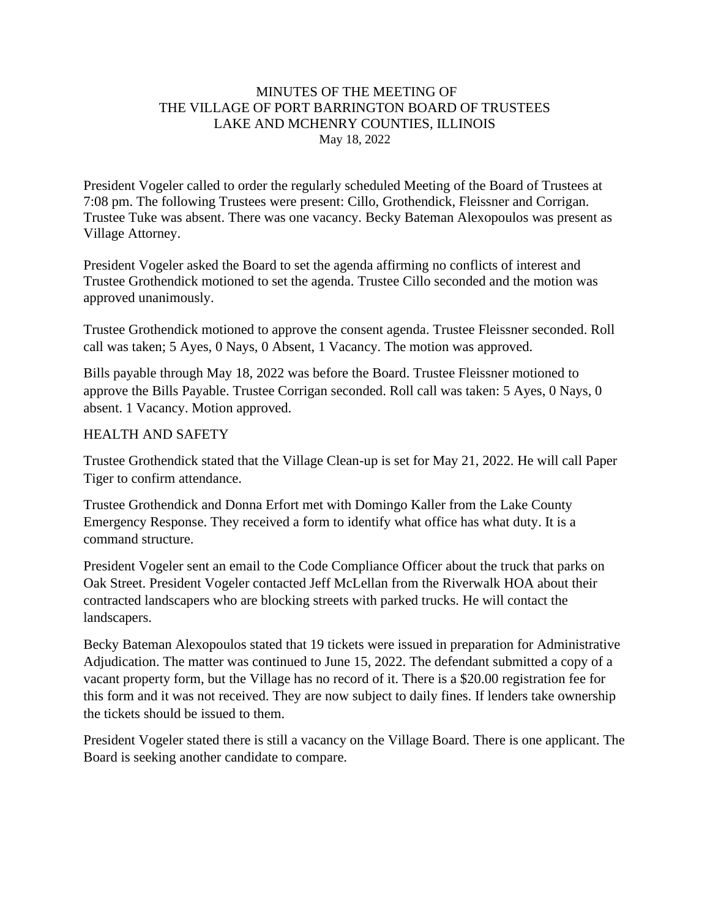# MINUTES OF THE MEETING OF
# THE VILLAGE OF PORT BARRINGTON BOARD OF TRUSTEES
# LAKE AND MCHENRY COUNTIES, ILLINOIS

May 18, 2022

President Vogeler called to order the regularly scheduled Meeting of the Board of Trustees at 7:08 pm. The following Trustees were present: Cillo, Grothendick, Fleissner and Corrigan. Trustee Tuke was absent. There was one vacancy. Becky Bateman Alexopoulos was present as Village Attorney.

President Vogeler asked the Board to set the agenda affirming no conflicts of interest and Trustee Grothendick motioned to set the agenda. Trustee Cillo seconded and the motion was approved unanimously.

Trustee Grothendick motioned to approve the consent agenda. Trustee Fleissner seconded. Roll call was taken; 5 Ayes, 0 Nays, 0 Absent, 1 Vacancy. The motion was approved.

Bills payable through May 18, 2022 was before the Board. Trustee Fleissner motioned to approve the Bills Payable. Trustee Corrigan seconded. Roll call was taken: 5 Ayes, 0 Nays, 0 absent. 1 Vacancy. Motion approved.

## HEALTH AND SAFETY

Trustee Grothendick stated that the Village Clean-up is set for May 21, 2022. He will call Paper Tiger to confirm attendance.

Trustee Grothendick and Donna Erfort met with Domingo Kaller from the Lake County Emergency Response. They received a form to identify what office has what duty. It is a command structure.

President Vogeler sent an email to the Code Compliance Officer about the truck that parks on Oak Street. President Vogeler contacted Jeff McLellan from the Riverwalk HOA about their contracted landscapers who are blocking streets with parked trucks. He will contact the landscapers.

Becky Bateman Alexopoulos stated that 19 tickets were issued in preparation for Administrative Adjudication. The matter was continued to June 15, 2022. The defendant submitted a copy of a vacant property form, but the Village has no record of it. There is a $20.00 registration fee for this form and it was not received. They are now subject to daily fines. If lenders take ownership the tickets should be issued to them.

President Vogeler stated there is still a vacancy on the Village Board. There is one applicant. The Board is seeking another candidate to compare.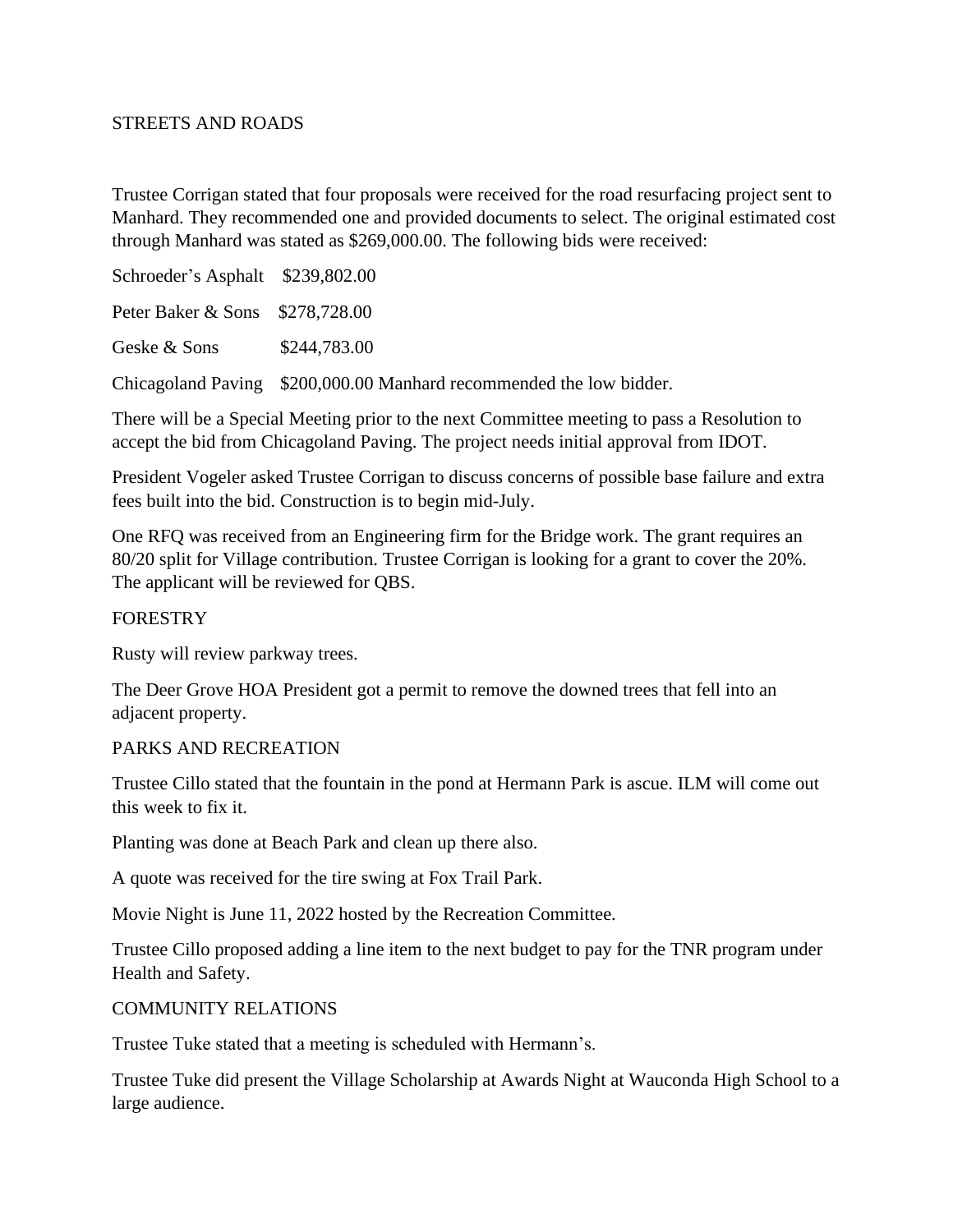## STREETS AND ROADS

Trustee Corrigan stated that four proposals were received for the road resurfacing project sent to Manhard. They recommended one and provided documents to select. The original estimated cost through Manhard was stated as $269,000.00. The following bids were received:

Schroeder's Asphalt $239,802.00

Peter Baker & Sons $278,728.00

Geske & Sons $244,783.00

Chicagoland Paving $200,000.00 Manhard recommended the low bidder.

There will be a Special Meeting prior to the next Committee meeting to pass a Resolution to accept the bid from Chicagoland Paving. The project needs initial approval from IDOT.

President Vogeler asked Trustee Corrigan to discuss concerns of possible base failure and extra fees built into the bid. Construction is to begin mid-July.

One RFQ was received from an Engineering firm for the Bridge work. The grant requires an 80/20 split for Village contribution. Trustee Corrigan is looking for a grant to cover the 20%. The applicant will be reviewed for QBS.

## FORESTRY

Rusty will review parkway trees.

The Deer Grove HOA President got a permit to remove the downed trees that fell into an adjacent property.

## PARKS AND RECREATION

Trustee Cillo stated that the fountain in the pond at Hermann Park is ascue. ILM will come out this week to fix it.

Planting was done at Beach Park and clean up there also.

A quote was received for the tire swing at Fox Trail Park.

Movie Night is June 11, 2022 hosted by the Recreation Committee.

Trustee Cillo proposed adding a line item to the next budget to pay for the TNR program under Health and Safety.

## COMMUNITY RELATIONS

Trustee Tuke stated that a meeting is scheduled with Hermann's.

Trustee Tuke did present the Village Scholarship at Awards Night at Wauconda High School to a large audience.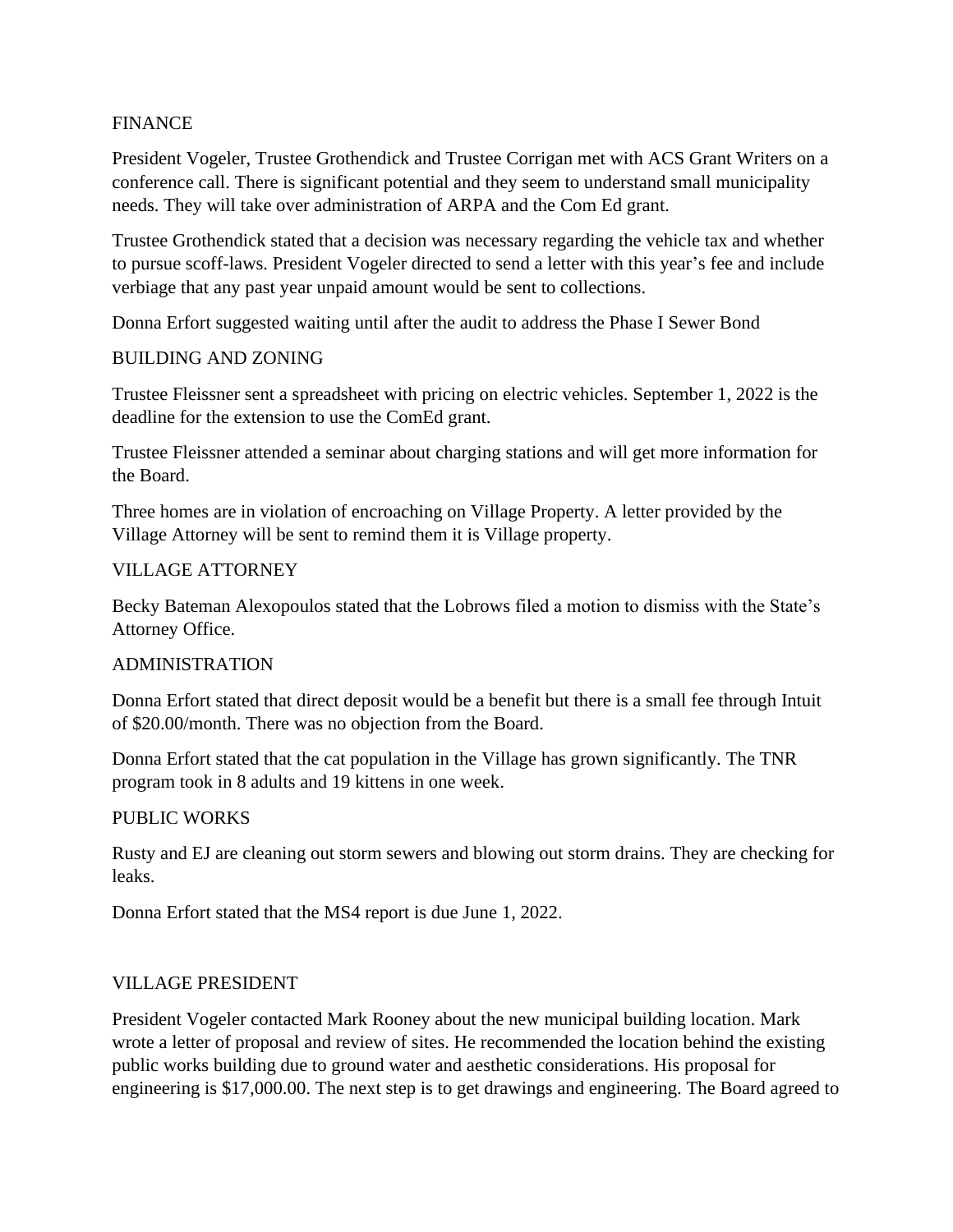## FINANCE

President Vogeler, Trustee Grothendick and Trustee Corrigan met with ACS Grant Writers on a conference call. There is significant potential and they seem to understand small municipality needs. They will take over administration of ARPA and the Com Ed grant.

Trustee Grothendick stated that a decision was necessary regarding the vehicle tax and whether to pursue scoff-laws. President Vogeler directed to send a letter with this year's fee and include verbiage that any past year unpaid amount would be sent to collections.

Donna Erfort suggested waiting until after the audit to address the Phase I Sewer Bond

## BUILDING AND ZONING

Trustee Fleissner sent a spreadsheet with pricing on electric vehicles. September 1, 2022 is the deadline for the extension to use the ComEd grant.

Trustee Fleissner attended a seminar about charging stations and will get more information for the Board.

Three homes are in violation of encroaching on Village Property. A letter provided by the Village Attorney will be sent to remind them it is Village property.

## VILLAGE ATTORNEY

Becky Bateman Alexopoulos stated that the Lobrows filed a motion to dismiss with the State's Attorney Office.

## ADMINISTRATION

Donna Erfort stated that direct deposit would be a benefit but there is a small fee through Intuit of $20.00/month. There was no objection from the Board.

Donna Erfort stated that the cat population in the Village has grown significantly. The TNR program took in 8 adults and 19 kittens in one week.

## PUBLIC WORKS

Rusty and EJ are cleaning out storm sewers and blowing out storm drains. They are checking for leaks.

Donna Erfort stated that the MS4 report is due June 1, 2022.

## VILLAGE PRESIDENT

President Vogeler contacted Mark Rooney about the new municipal building location. Mark wrote a letter of proposal and review of sites. He recommended the location behind the existing public works building due to ground water and aesthetic considerations. His proposal for engineering is $17,000.00. The next step is to get drawings and engineering. The Board agreed to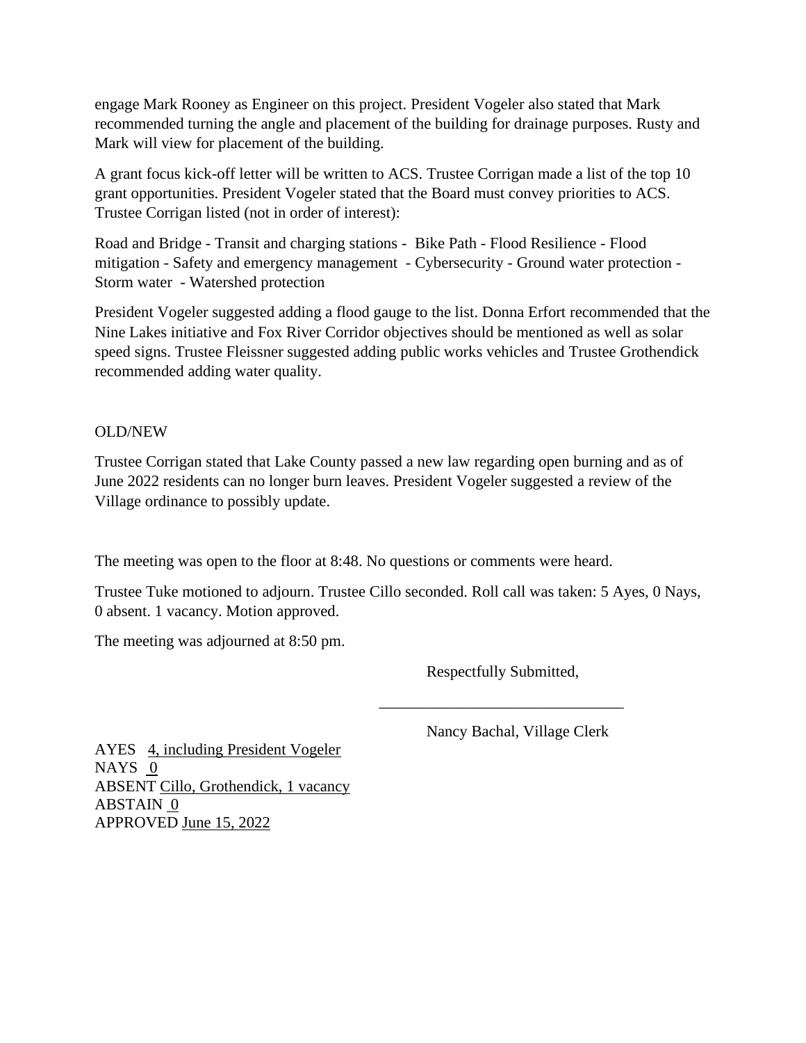engage Mark Rooney as Engineer on this project. President Vogeler also stated that Mark recommended turning the angle and placement of the building for drainage purposes. Rusty and Mark will view for placement of the building.

A grant focus kick-off letter will be written to ACS. Trustee Corrigan made a list of the top 10 grant opportunities. President Vogeler stated that the Board must convey priorities to ACS. Trustee Corrigan listed (not in order of interest):

Road and Bridge - Transit and charging stations - Bike Path - Flood Resilience - Flood mitigation - Safety and emergency management - Cybersecurity - Ground water protection - Storm water - Watershed protection

President Vogeler suggested adding a flood gauge to the list. Donna Erfort recommended that the Nine Lakes initiative and Fox River Corridor objectives should be mentioned as well as solar speed signs. Trustee Fleissner suggested adding public works vehicles and Trustee Grothendick recommended adding water quality.

OLD/NEW

Trustee Corrigan stated that Lake County passed a new law regarding open burning and as of June 2022 residents can no longer burn leaves. President Vogeler suggested a review of the Village ordinance to possibly update.

The meeting was open to the floor at 8:48. No questions or comments were heard.

Trustee Tuke motioned to adjourn. Trustee Cillo seconded. Roll call was taken: 5 Ayes, 0 Nays, 0 absent. 1 vacancy. Motion approved.

The meeting was adjourned at 8:50 pm.

Respectfully Submitted,

_______________________________

Nancy Bachal, Village Clerk

AYES 4, including President Vogeler
NAYS 0
ABSENT Cillo, Grothendick, 1 vacancy
ABSTAIN 0
APPROVED June 15, 2022